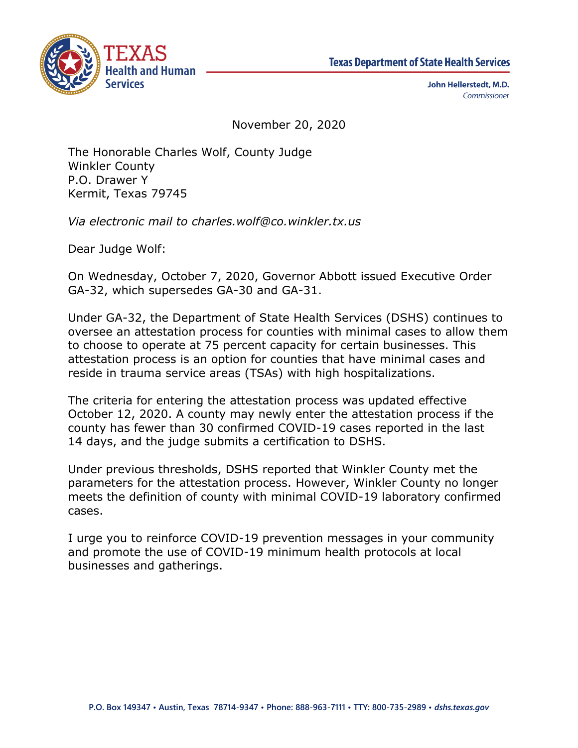TEXAS Health and Human Services

Texas Department of State Health Services

**John Hellerstedt, M.D.**
*Commissioner*

November 20, 2020

The Honorable Charles Wolf, County Judge
Winkler County
P.O. Drawer Y
Kermit, Texas 79745

*Via electronic mail to charles.wolf@co.winkler.tx.us*

Dear Judge Wolf:

On Wednesday, October 7, 2020, Governor Abbott issued Executive Order GA-32, which supersedes GA-30 and GA-31.

Under GA-32, the Department of State Health Services (DSHS) continues to oversee an attestation process for counties with minimal cases to allow them to choose to operate at 75 percent capacity for certain businesses. This attestation process is an option for counties that have minimal cases and reside in trauma service areas (TSAs) with high hospitalizations.

The criteria for entering the attestation process was updated effective October 12, 2020. A county may newly enter the attestation process if the county has fewer than 30 confirmed COVID-19 cases reported in the last 14 days, and the judge submits a certification to DSHS.

Under previous thresholds, DSHS reported that Winkler County met the parameters for the attestation process. However, Winkler County no longer meets the definition of county with minimal COVID-19 laboratory confirmed cases.

I urge you to reinforce COVID-19 prevention messages in your community and promote the use of COVID-19 minimum health protocols at local businesses and gatherings.

P.O. Box 149347 • Austin, Texas 78714-9347 • Phone: 888-963-7111 • TTY: 800-735-2989 • *dshs.texas.gov*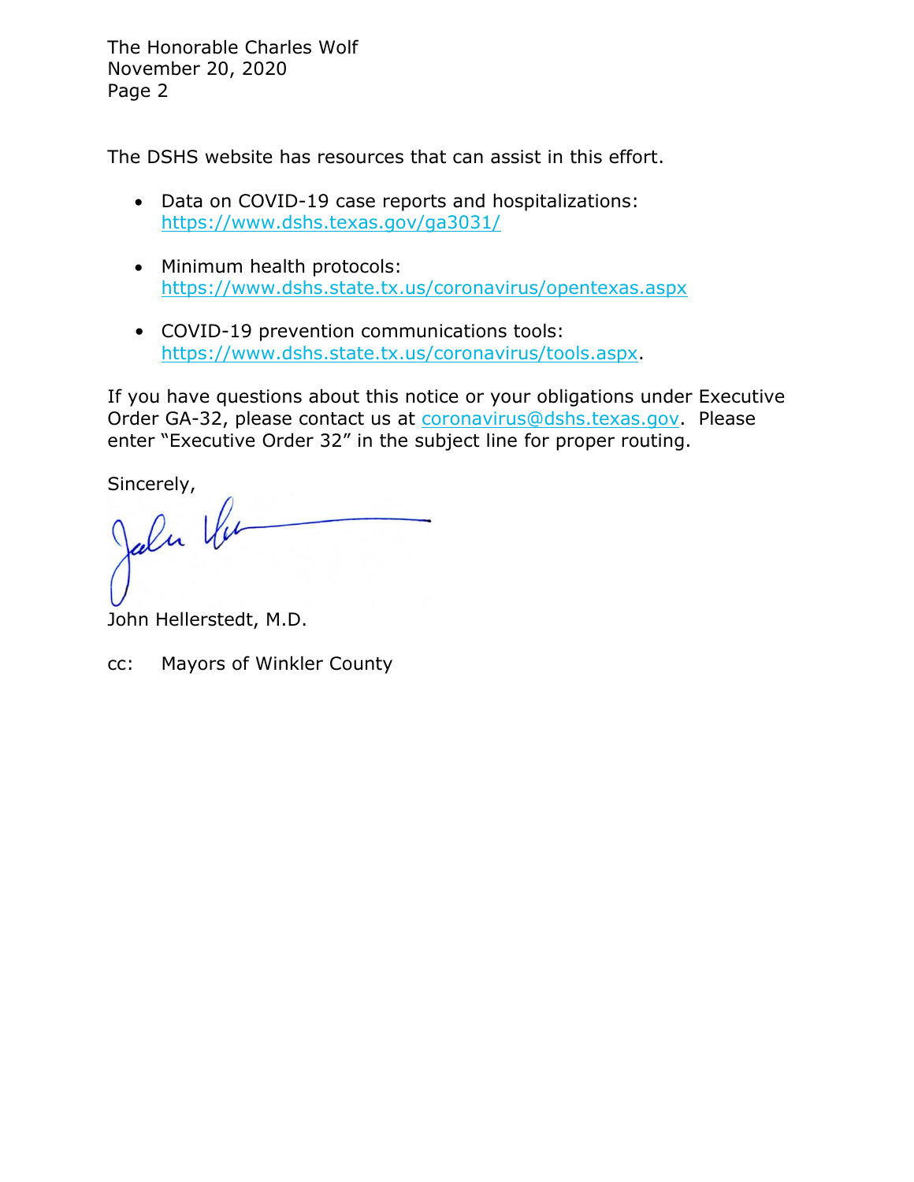The DSHS website has resources that can assist in this effort.

- Data on COVID-19 case reports and hospitalizations: https://www.dshs.texas.gov/ga3031/
- Minimum health protocols: https://www.dshs.state.tx.us/coronavirus/opentexas.aspx
- COVID-19 prevention communications tools: https://www.dshs.state.tx.us/coronavirus/tools.aspx.

If you have questions about this notice or your obligations under Executive Order GA-32, please contact us at coronavirus@dshs.texas.gov. Please enter "Executive Order 32" in the subject line for proper routing.

Sincerely,

John Hellerstedt, M.D.

cc: Mayors of Winkler County